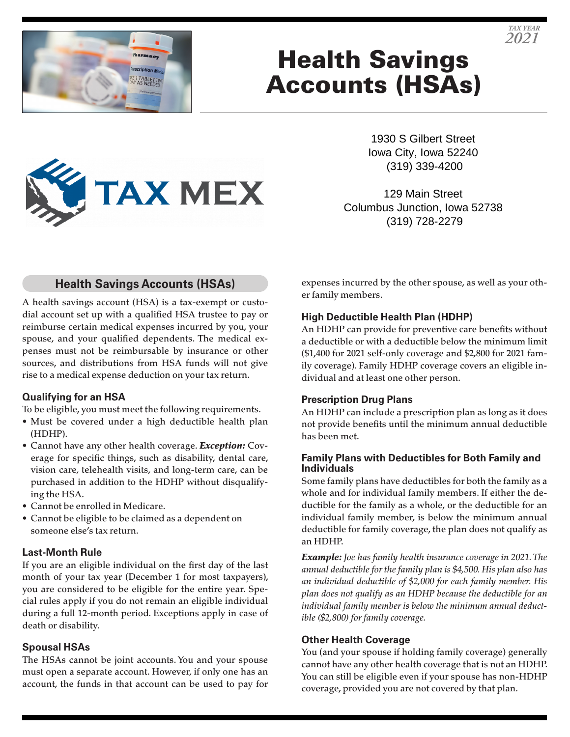TAX YEAR
2021

# Health Savings Accounts (HSAs)

TAX MEX

1930 S Gilbert Street
Iowa City, Iowa 52240
(319) 339-4200

129 Main Street
Columbus Junction, Iowa 52738
(319) 728-2279

## Health Savings Accounts (HSAs)

A health savings account (HSA) is a tax-exempt or custodial account set up with a qualified HSA trustee to pay or reimburse certain medical expenses incurred by you, your spouse, and your qualified dependents. The medical expenses must not be reimbursable by insurance or other sources, and distributions from HSA funds will not give rise to a medical expense deduction on your tax return.

### Qualifying for an HSA

To be eligible, you must meet the following requirements.

- Must be covered under a high deductible health plan (HDHP).
- Cannot have any other health coverage. ***Exception:*** Coverage for specific things, such as disability, dental care, vision care, telehealth visits, and long-term care, can be purchased in addition to the HDHP without disqualifying the HSA.
- Cannot be enrolled in Medicare.
- Cannot be eligible to be claimed as a dependent on someone else's tax return.

### Last-Month Rule

If you are an eligible individual on the first day of the last month of your tax year (December 1 for most taxpayers), you are considered to be eligible for the entire year. Special rules apply if you do not remain an eligible individual during a full 12-month period. Exceptions apply in case of death or disability.

### Spousal HSAs

The HSAs cannot be joint accounts. You and your spouse must open a separate account. However, if only one has an account, the funds in that account can be used to pay for expenses incurred by the other spouse, as well as your other family members.

### High Deductible Health Plan (HDHP)

An HDHP can provide for preventive care benefits without a deductible or with a deductible below the minimum limit ($1,400 for 2021 self-only coverage and $2,800 for 2021 family coverage). Family HDHP coverage covers an eligible individual and at least one other person.

### Prescription Drug Plans

An HDHP can include a prescription plan as long as it does not provide benefits until the minimum annual deductible has been met.

### Family Plans with Deductibles for Both Family and Individuals

Some family plans have deductibles for both the family as a whole and for individual family members. If either the deductible for the family as a whole, or the deductible for an individual family member, is below the minimum annual deductible for family coverage, the plan does not qualify as an HDHP.

***Example:*** *Joe has family health insurance coverage in 2021. The annual deductible for the family plan is $4,500. His plan also has an individual deductible of $2,000 for each family member. His plan does not qualify as an HDHP because the deductible for an individual family member is below the minimum annual deductible ($2,800) for family coverage.*

### Other Health Coverage

You (and your spouse if holding family coverage) generally cannot have any other health coverage that is not an HDHP. You can still be eligible even if your spouse has non-HDHP coverage, provided you are not covered by that plan.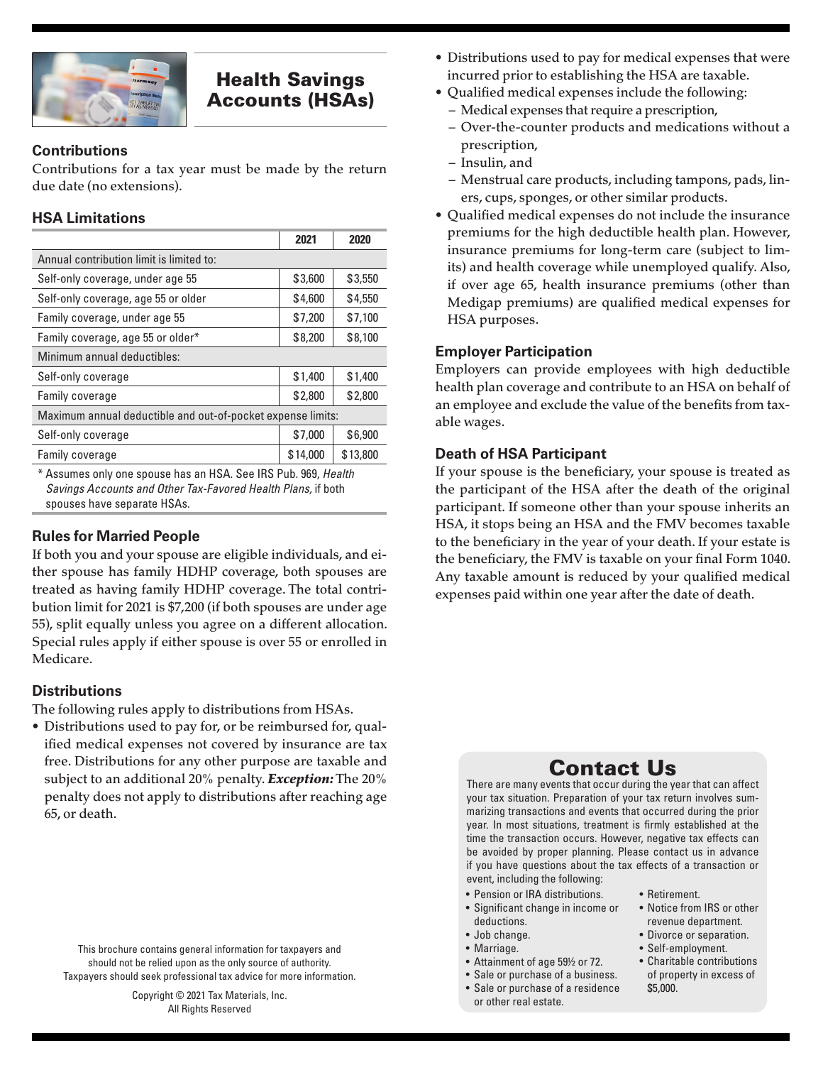# Health Savings Accounts (HSAs)

## Contributions

Contributions for a tax year must be made by the return due date (no extensions).

## HSA Limitations

| | 2021 | 2020 |
|---|---|---|
| Annual contribution limit is limited to: | | |
| Self-only coverage, under age 55 | $3,600 | $3,550 |
| Self-only coverage, age 55 or older | $4,600 | $4,550 |
| Family coverage, under age 55 | $7,200 | $7,100 |
| Family coverage, age 55 or older* | $8,200 | $8,100 |
| Minimum annual deductibles: | | |
| Self-only coverage | $1,400 | $1,400 |
| Family coverage | $2,800 | $2,800 |
| Maximum annual deductible and out-of-pocket expense limits: | | |
| Self-only coverage | $7,000 | $6,900 |
| Family coverage | $14,000 | $13,800 |

\* Assumes only one spouse has an HSA. See IRS Pub. 969, *Health Savings Accounts and Other Tax-Favored Health Plans,* if both spouses have separate HSAs.

## Rules for Married People

If both you and your spouse are eligible individuals, and either spouse has family HDHP coverage, both spouses are treated as having family HDHP coverage. The total contribution limit for 2021 is $7,200 (if both spouses are under age 55), split equally unless you agree on a different allocation. Special rules apply if either spouse is over 55 or enrolled in Medicare.

## Distributions

The following rules apply to distributions from HSAs.

- Distributions used to pay for, or be reimbursed for, qualified medical expenses not covered by insurance are tax free. Distributions for any other purpose are taxable and subject to an additional 20% penalty. ***Exception:*** The 20% penalty does not apply to distributions after reaching age 65, or death.
- Distributions used to pay for medical expenses that were incurred prior to establishing the HSA are taxable.
- Qualified medical expenses include the following:
  - Medical expenses that require a prescription,
  - Over-the-counter products and medications without a prescription,
  - Insulin, and
  - Menstrual care products, including tampons, pads, liners, cups, sponges, or other similar products.
- Qualified medical expenses do not include the insurance premiums for the high deductible health plan. However, insurance premiums for long-term care (subject to limits) and health coverage while unemployed qualify. Also, if over age 65, health insurance premiums (other than Medigap premiums) are qualified medical expenses for HSA purposes.

## Employer Participation

Employers can provide employees with high deductible health plan coverage and contribute to an HSA on behalf of an employee and exclude the value of the benefits from taxable wages.

## Death of HSA Participant

If your spouse is the beneficiary, your spouse is treated as the participant of the HSA after the death of the original participant. If someone other than your spouse inherits an HSA, it stops being an HSA and the FMV becomes taxable to the beneficiary in the year of your death. If your estate is the beneficiary, the FMV is taxable on your final Form 1040. Any taxable amount is reduced by your qualified medical expenses paid within one year after the date of death.

## Contact Us

There are many events that occur during the year that can affect your tax situation. Preparation of your tax return involves summarizing transactions and events that occurred during the prior year. In most situations, treatment is firmly established at the time the transaction occurs. However, negative tax effects can be avoided by proper planning. Please contact us in advance if you have questions about the tax effects of a transaction or event, including the following:

- Pension or IRA distributions.
- Significant change in income or deductions.
- Job change.
- Marriage.
- Attainment of age 59½ or 72.
- Sale or purchase of a business.
- Sale or purchase of a residence or other real estate.
- Retirement.
- Notice from IRS or other revenue department.
- Divorce or separation.
- Self-employment.
- Charitable contributions of property in excess of $5,000.

This brochure contains general information for taxpayers and should not be relied upon as the only source of authority. Taxpayers should seek professional tax advice for more information.

Copyright © 2021 Tax Materials, Inc.
All Rights Reserved